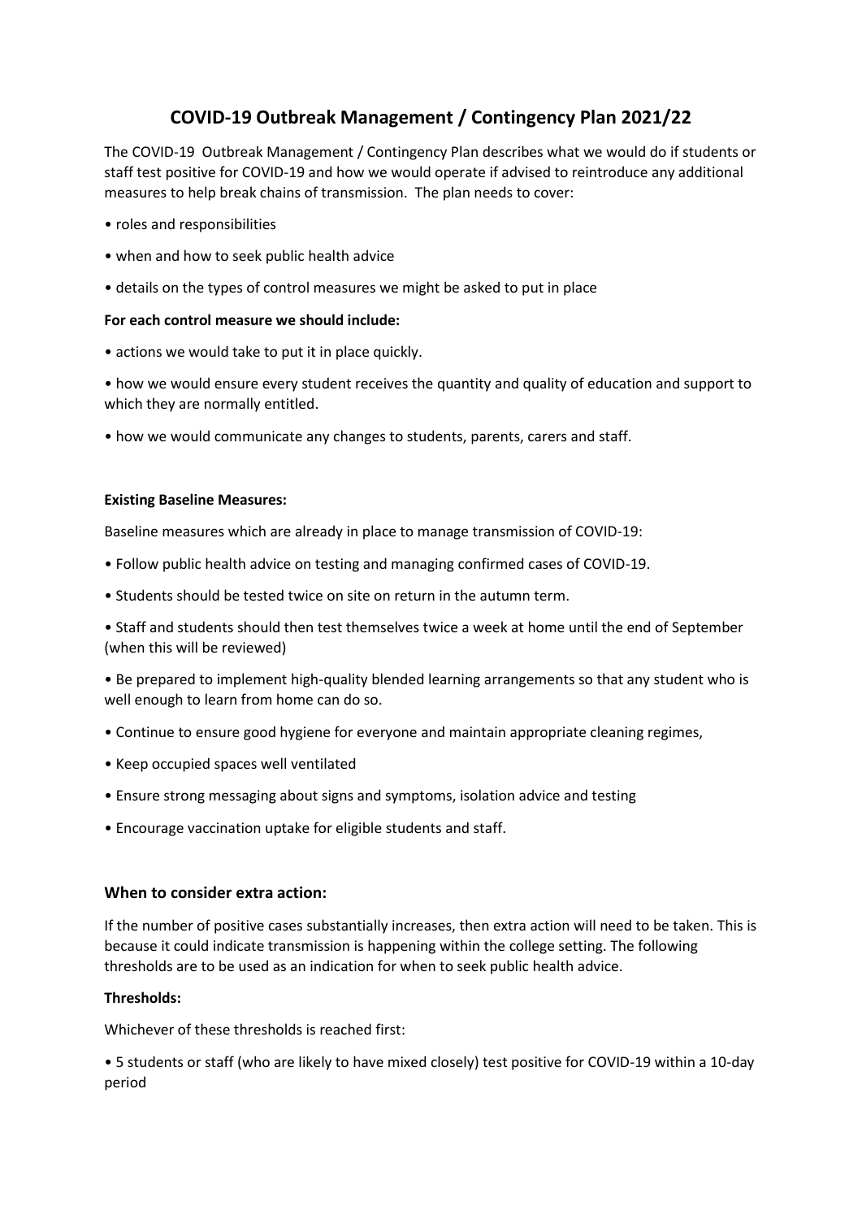# COVID-19 Outbreak Management / Contingency Plan 2021/22

The COVID-19 Outbreak Management / Contingency Plan describes what we would do if students or staff test positive for COVID-19 and how we would operate if advised to reintroduce any additional measures to help break chains of transmission. The plan needs to cover:

- roles and responsibilities
- when and how to seek public health advice
- details on the types of control measures we might be asked to put in place

**For each control measure we should include:**

- actions we would take to put it in place quickly.
- how we would ensure every student receives the quantity and quality of education and support to which they are normally entitled.
- how we would communicate any changes to students, parents, carers and staff.

**Existing Baseline Measures:**

Baseline measures which are already in place to manage transmission of COVID-19:

- Follow public health advice on testing and managing confirmed cases of COVID-19.
- Students should be tested twice on site on return in the autumn term.
- Staff and students should then test themselves twice a week at home until the end of September (when this will be reviewed)
- Be prepared to implement high-quality blended learning arrangements so that any student who is well enough to learn from home can do so.
- Continue to ensure good hygiene for everyone and maintain appropriate cleaning regimes,
- Keep occupied spaces well ventilated
- Ensure strong messaging about signs and symptoms, isolation advice and testing
- Encourage vaccination uptake for eligible students and staff.

## When to consider extra action:

If the number of positive cases substantially increases, then extra action will need to be taken. This is because it could indicate transmission is happening within the college setting. The following thresholds are to be used as an indication for when to seek public health advice.

**Thresholds:**

Whichever of these thresholds is reached first:

- 5 students or staff (who are likely to have mixed closely) test positive for COVID-19 within a 10-day period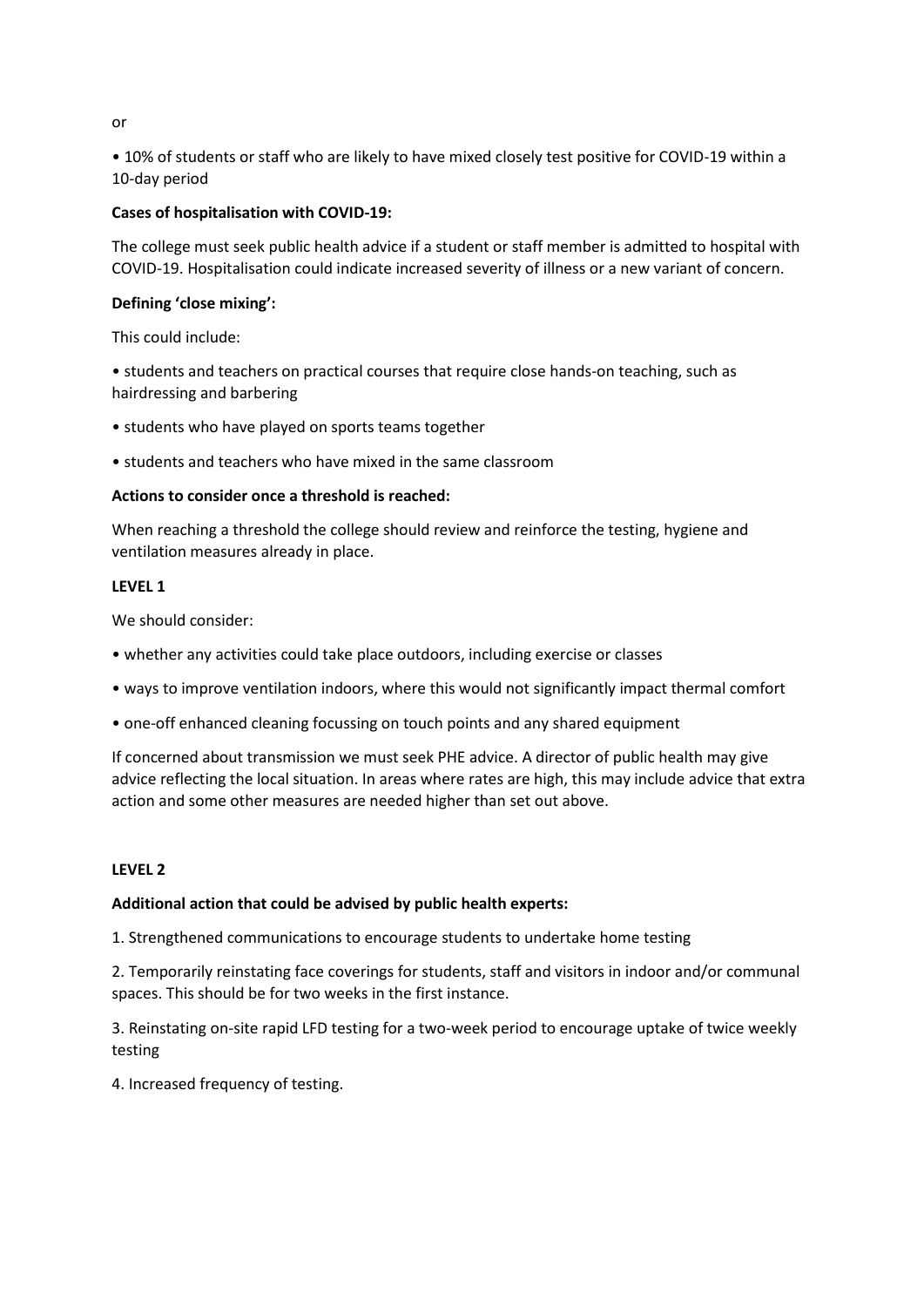or

- 10% of students or staff who are likely to have mixed closely test positive for COVID-19 within a 10-day period

**Cases of hospitalisation with COVID-19:**

The college must seek public health advice if a student or staff member is admitted to hospital with COVID-19. Hospitalisation could indicate increased severity of illness or a new variant of concern.

**Defining 'close mixing':**

This could include:

- students and teachers on practical courses that require close hands-on teaching, such as hairdressing and barbering
- students who have played on sports teams together
- students and teachers who have mixed in the same classroom

**Actions to consider once a threshold is reached:**

When reaching a threshold the college should review and reinforce the testing, hygiene and ventilation measures already in place.

**LEVEL 1**

We should consider:

- whether any activities could take place outdoors, including exercise or classes
- ways to improve ventilation indoors, where this would not significantly impact thermal comfort
- one-off enhanced cleaning focussing on touch points and any shared equipment

If concerned about transmission we must seek PHE advice. A director of public health may give advice reflecting the local situation. In areas where rates are high, this may include advice that extra action and some other measures are needed higher than set out above.

**LEVEL 2**

**Additional action that could be advised by public health experts:**

1. Strengthened communications to encourage students to undertake home testing
2. Temporarily reinstating face coverings for students, staff and visitors in indoor and/or communal spaces. This should be for two weeks in the first instance.
3. Reinstating on-site rapid LFD testing for a two-week period to encourage uptake of twice weekly testing
4. Increased frequency of testing.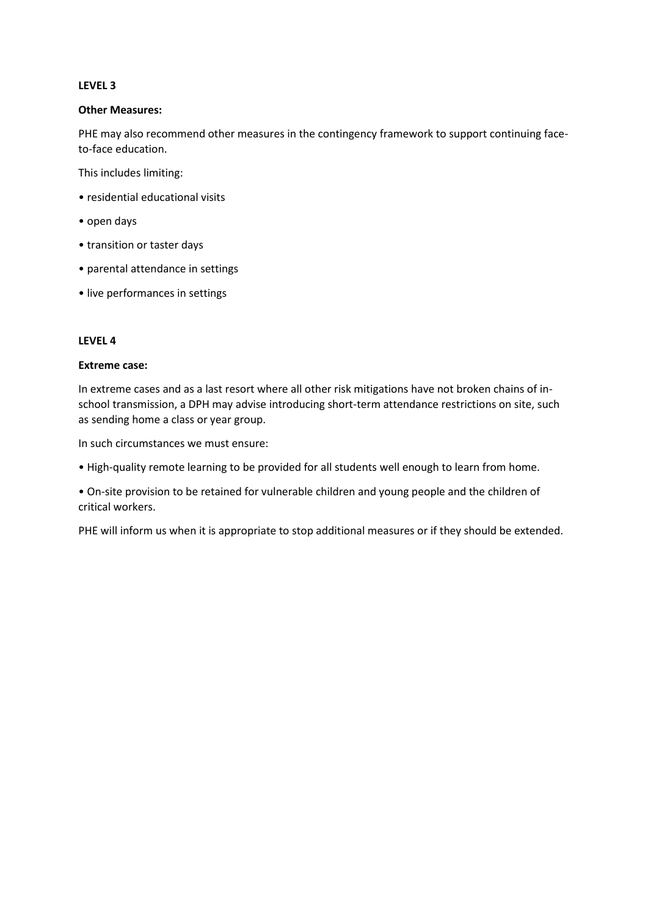**LEVEL 3**

**Other Measures:**

PHE may also recommend other measures in the contingency framework to support continuing face-to-face education.

This includes limiting:

- residential educational visits
- open days
- transition or taster days
- parental attendance in settings
- live performances in settings

**LEVEL 4**

**Extreme case:**

In extreme cases and as a last resort where all other risk mitigations have not broken chains of in-school transmission, a DPH may advise introducing short-term attendance restrictions on site, such as sending home a class or year group.

In such circumstances we must ensure:

- High-quality remote learning to be provided for all students well enough to learn from home.
- On-site provision to be retained for vulnerable children and young people and the children of critical workers.

PHE will inform us when it is appropriate to stop additional measures or if they should be extended.